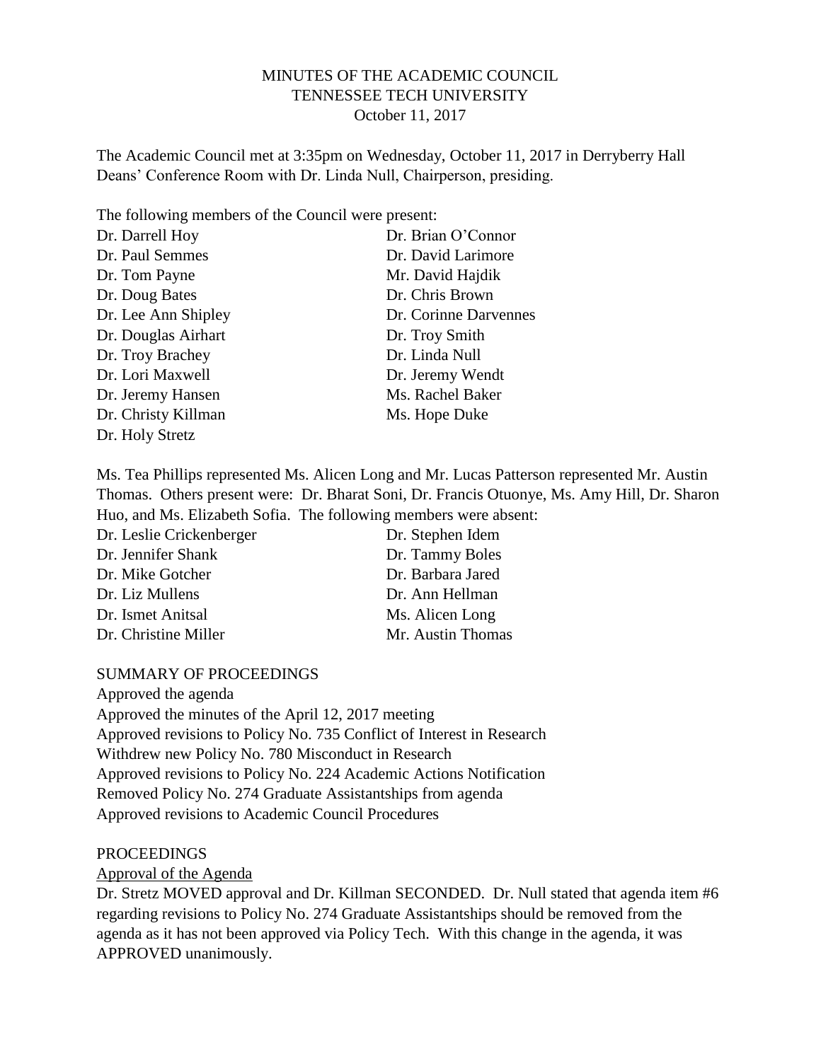# MINUTES OF THE ACADEMIC COUNCIL
## TENNESSEE TECH UNIVERSITY
### October 11, 2017

The Academic Council met at 3:35pm on Wednesday, October 11, 2017 in Derryberry Hall Deans' Conference Room with Dr. Linda Null, Chairperson, presiding.

The following members of the Council were present:

| | |
|---|---|
| Dr. Darrell Hoy | Dr. Brian O'Connor |
| Dr. Paul Semmes | Dr. David Larimore |
| Dr. Tom Payne | Mr. David Hajdik |
| Dr. Doug Bates | Dr. Chris Brown |
| Dr. Lee Ann Shipley | Dr. Corinne Darvennes |
| Dr. Douglas Airhart | Dr. Troy Smith |
| Dr. Troy Brachey | Dr. Linda Null |
| Dr. Lori Maxwell | Dr. Jeremy Wendt |
| Dr. Jeremy Hansen | Ms. Rachel Baker |
| Dr. Christy Killman | Ms. Hope Duke |
| Dr. Holy Stretz | |

Ms. Tea Phillips represented Ms. Alicen Long and Mr. Lucas Patterson represented Mr. Austin Thomas. Others present were: Dr. Bharat Soni, Dr. Francis Otuonye, Ms. Amy Hill, Dr. Sharon Huo, and Ms. Elizabeth Sofia. The following members were absent:

| | |
|---|---|
| Dr. Leslie Crickenberger | Dr. Stephen Idem |
| Dr. Jennifer Shank | Dr. Tammy Boles |
| Dr. Mike Gotcher | Dr. Barbara Jared |
| Dr. Liz Mullens | Dr. Ann Hellman |
| Dr. Ismet Anitsal | Ms. Alicen Long |
| Dr. Christine Miller | Mr. Austin Thomas |

SUMMARY OF PROCEEDINGS

Approved the agenda
Approved the minutes of the April 12, 2017 meeting
Approved revisions to Policy No. 735 Conflict of Interest in Research
Withdrew new Policy No. 780 Misconduct in Research
Approved revisions to Policy No. 224 Academic Actions Notification
Removed Policy No. 274 Graduate Assistantships from agenda
Approved revisions to Academic Council Procedures

PROCEEDINGS

Approval of the Agenda

Dr. Stretz MOVED approval and Dr. Killman SECONDED. Dr. Null stated that agenda item #6 regarding revisions to Policy No. 274 Graduate Assistantships should be removed from the agenda as it has not been approved via Policy Tech. With this change in the agenda, it was APPROVED unanimously.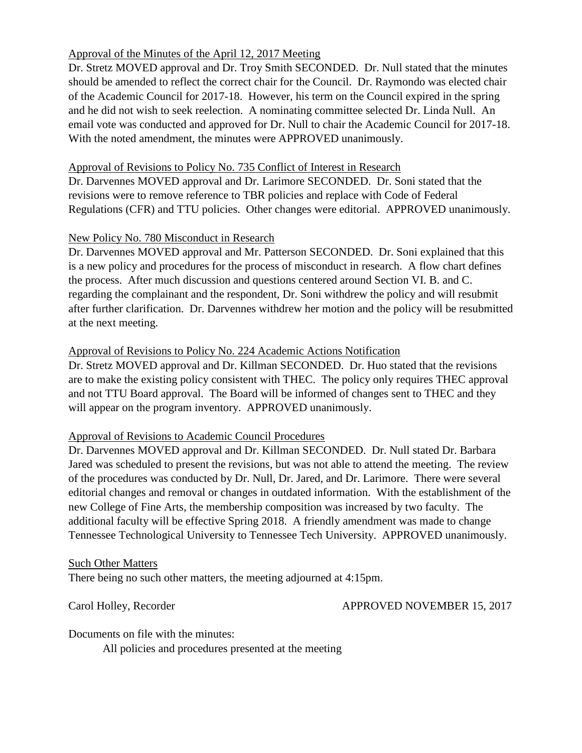Approval of the Minutes of the April 12, 2017 Meeting

Dr. Stretz MOVED approval and Dr. Troy Smith SECONDED. Dr. Null stated that the minutes should be amended to reflect the correct chair for the Council. Dr. Raymondo was elected chair of the Academic Council for 2017-18. However, his term on the Council expired in the spring and he did not wish to seek reelection. A nominating committee selected Dr. Linda Null. An email vote was conducted and approved for Dr. Null to chair the Academic Council for 2017-18. With the noted amendment, the minutes were APPROVED unanimously.

Approval of Revisions to Policy No. 735 Conflict of Interest in Research

Dr. Darvennes MOVED approval and Dr. Larimore SECONDED. Dr. Soni stated that the revisions were to remove reference to TBR policies and replace with Code of Federal Regulations (CFR) and TTU policies. Other changes were editorial. APPROVED unanimously.

New Policy No. 780 Misconduct in Research

Dr. Darvennes MOVED approval and Mr. Patterson SECONDED. Dr. Soni explained that this is a new policy and procedures for the process of misconduct in research. A flow chart defines the process. After much discussion and questions centered around Section VI. B. and C. regarding the complainant and the respondent, Dr. Soni withdrew the policy and will resubmit after further clarification. Dr. Darvennes withdrew her motion and the policy will be resubmitted at the next meeting.

Approval of Revisions to Policy No. 224 Academic Actions Notification

Dr. Stretz MOVED approval and Dr. Killman SECONDED. Dr. Huo stated that the revisions are to make the existing policy consistent with THEC. The policy only requires THEC approval and not TTU Board approval. The Board will be informed of changes sent to THEC and they will appear on the program inventory. APPROVED unanimously.

Approval of Revisions to Academic Council Procedures

Dr. Darvennes MOVED approval and Dr. Killman SECONDED. Dr. Null stated Dr. Barbara Jared was scheduled to present the revisions, but was not able to attend the meeting. The review of the procedures was conducted by Dr. Null, Dr. Jared, and Dr. Larimore. There were several editorial changes and removal or changes in outdated information. With the establishment of the new College of Fine Arts, the membership composition was increased by two faculty. The additional faculty will be effective Spring 2018. A friendly amendment was made to change Tennessee Technological University to Tennessee Tech University. APPROVED unanimously.

Such Other Matters

There being no such other matters, the meeting adjourned at 4:15pm.

Carol Holley, Recorder APPROVED NOVEMBER 15, 2017

Documents on file with the minutes:

All policies and procedures presented at the meeting